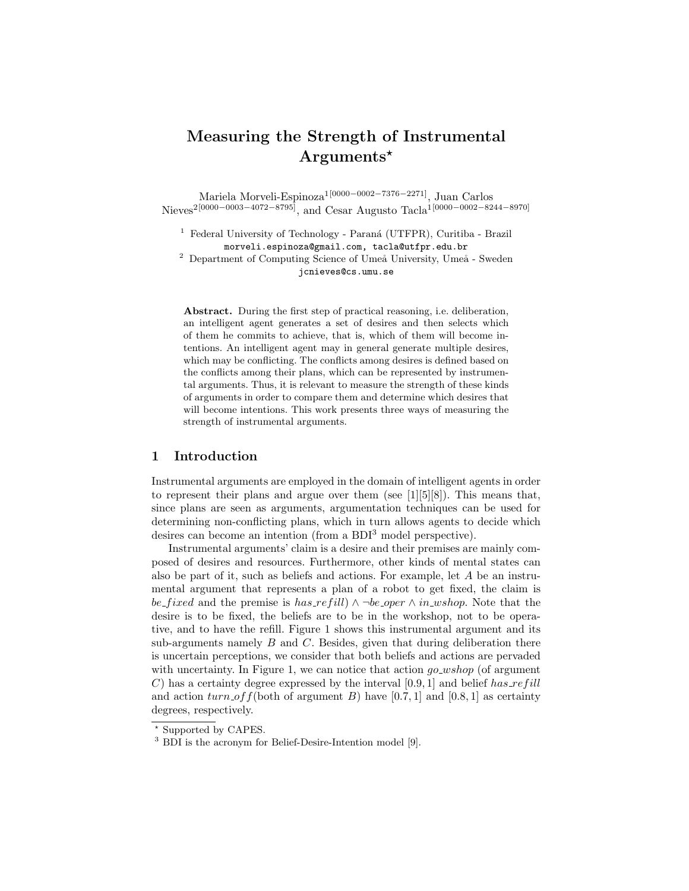# Measuring the Strength of Instrumental Arguments*

Mariela Morveli-Espinoza[1 [0000-0002-7376-2271]], Juan Carlos Nieves[2 [0000-0003-4072-8795]], and Cesar Augusto Tacla[1 [0000-0002-8244-8970]]

[1] Federal University of Technology - Paraná (UTFPR), Curitiba - Brazil
morveli.espinoza@gmail.com, tacla@utfpr.edu.br

[2] Department of Computing Science of Umeå University, Umeå - Sweden
jcnieves@cs.umu.se

**Abstract.** During the first step of practical reasoning, i.e. deliberation, an intelligent agent generates a set of desires and then selects which of them he commits to achieve, that is, which of them will become intentions. An intelligent agent may in general generate multiple desires, which may be conflicting. The conflicts among desires is defined based on the conflicts among their plans, which can be represented by instrumental arguments. Thus, it is relevant to measure the strength of these kinds of arguments in order to compare them and determine which desires that will become intentions. This work presents three ways of measuring the strength of instrumental arguments.

## 1 Introduction

Instrumental arguments are employed in the domain of intelligent agents in order to represent their plans and argue over them (see [1][5][8]). This means that, since plans are seen as arguments, argumentation techniques can be used for determining non-conflicting plans, which in turn allows agents to decide which desires can become an intention (from a BDI[3] model perspective).

Instrumental arguments' claim is a desire and their premises are mainly composed of desires and resources. Furthermore, other kinds of mental states can also be part of it, such as beliefs and actions. For example, let $A$ be an instrumental argument that represents a plan of a robot to get fixed, the claim is $be\_fixed$ and the premise is $has\_refill) \wedge \neg be\_oper \wedge in\_wshop$. Note that the desire is to be fixed, the beliefs are to be in the workshop, not to be operative, and to have the refill. Figure 1 shows this instrumental argument and its sub-arguments namely $B$ and $C$. Besides, given that during deliberation there is uncertain perceptions, we consider that both beliefs and actions are pervaded with uncertainty. In Figure 1, we can notice that action $go\_wshop$ (of argument $C$) has a certainty degree expressed by the interval $[0.9, 1]$ and belief $has\_refill$ and action $turn\_off$(both of argument $B$) have $[0.7, 1]$ and $[0.8, 1]$ as certainty degrees, respectively.

* Supported by CAPES.

[3] BDI is the acronym for Belief-Desire-Intention model [9].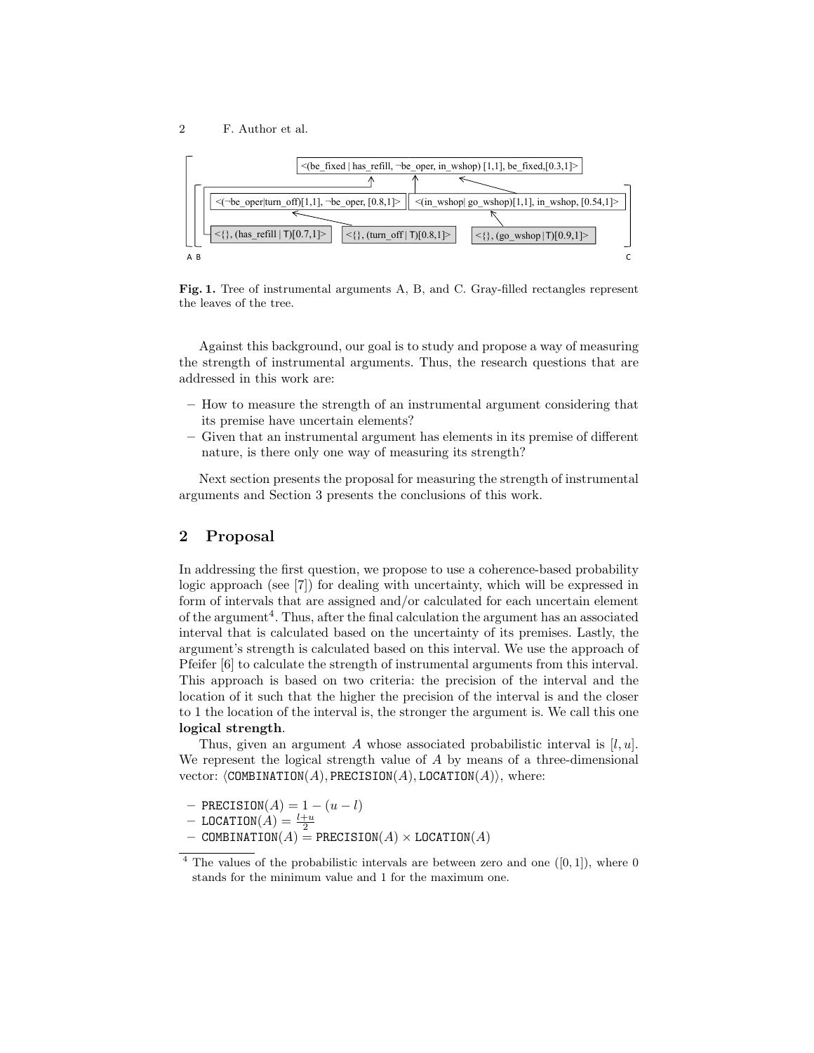<(be_fixed | has_refill, ¬be_oper, in_wshop) [1,1], be_fixed,[0.3,1]>

<(¬be_oper|turn_off)[1,1], ¬be_oper, [0.8,1]>

<(in_wshop| go_wshop)[1,1], in_wshop, [0.54,1]>

<{}, (has_refill | T)[0.7,1]>

<{}, (turn_off | T)[0.8,1]>

<{}, (go_wshop | T)[0.9,1]>

A B

C

**Fig. 1.** Tree of instrumental arguments A, B, and C. Gray-filled rectangles represent the leaves of the tree.

Against this background, our goal is to study and propose a way of measuring the strength of instrumental arguments. Thus, the research questions that are addressed in this work are:

- How to measure the strength of an instrumental argument considering that its premise have uncertain elements?
- Given that an instrumental argument has elements in its premise of different nature, is there only one way of measuring its strength?

Next section presents the proposal for measuring the strength of instrumental arguments and Section 3 presents the conclusions of this work.

## 2 Proposal

In addressing the first question, we propose to use a coherence-based probability logic approach (see [7]) for dealing with uncertainty, which will be expressed in form of intervals that are assigned and/or calculated for each uncertain element of the argument[4]. Thus, after the final calculation the argument has an associated interval that is calculated based on the uncertainty of its premises. Lastly, the argument's strength is calculated based on this interval. We use the approach of Pfeifer [6] to calculate the strength of instrumental arguments from this interval. This approach is based on two criteria: the precision of the interval and the location of it such that the higher the precision of the interval is and the closer to 1 the location of the interval is, the stronger the argument is. We call this one **logical strength**.

Thus, given an argument $A$ whose associated probabilistic interval is $[l, u]$. We represent the logical strength value of $A$ by means of a three-dimensional vector: $\langle \texttt{COMBINATION}(A), \texttt{PRECISION}(A), \texttt{LOCATION}(A) \rangle$, where:

- $\texttt{PRECISION}(A) = 1 - (u - l)$
- $\texttt{LOCATION}(A) = \frac{l+u}{2}$
- $\texttt{COMBINATION}(A) = \texttt{PRECISION}(A) \times \texttt{LOCATION}(A)$

[4] The values of the probabilistic intervals are between zero and one ([0, 1]), where 0 stands for the minimum value and 1 for the maximum one.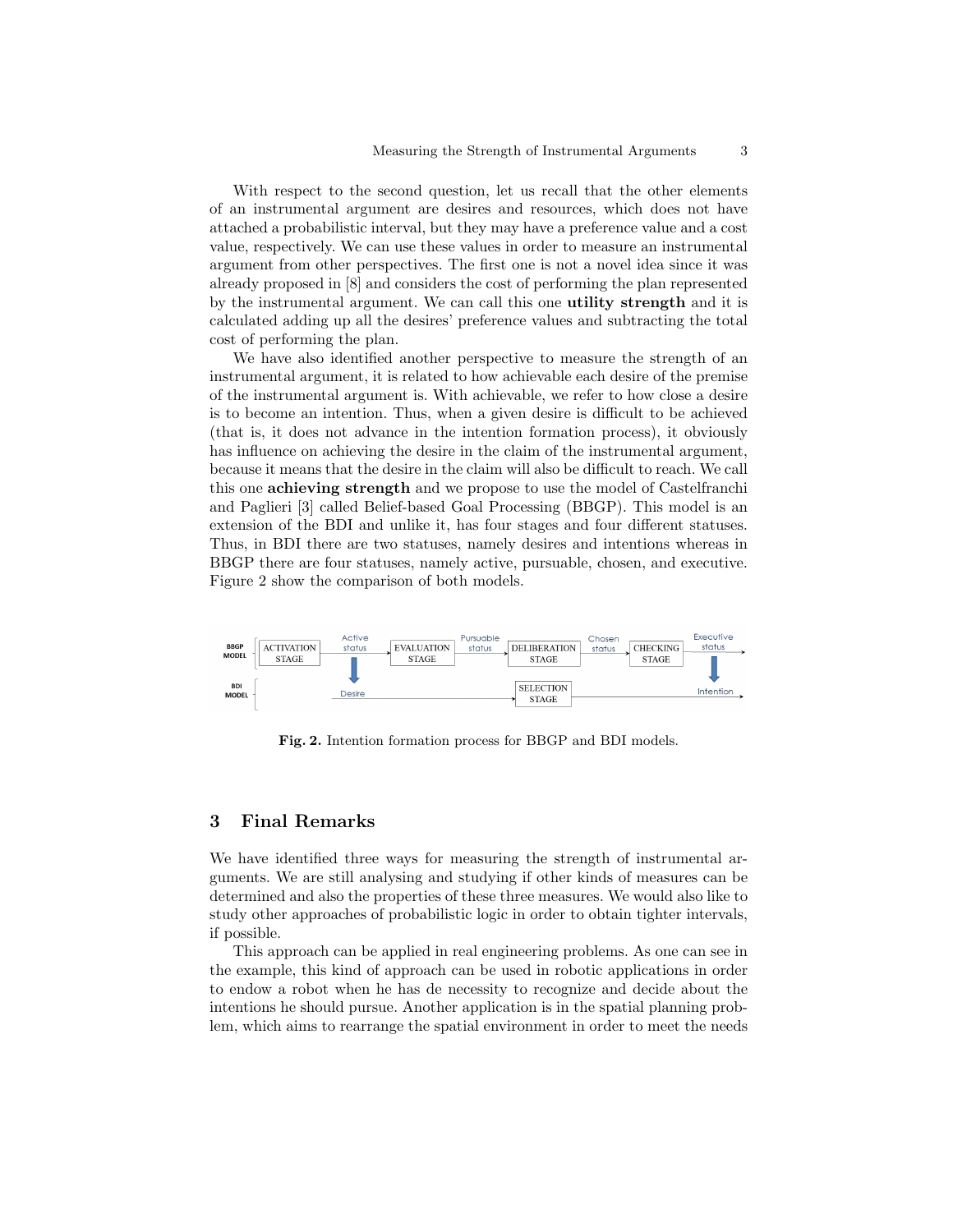With respect to the second question, let us recall that the other elements of an instrumental argument are desires and resources, which does not have attached a probabilistic interval, but they may have a preference value and a cost value, respectively. We can use these values in order to measure an instrumental argument from other perspectives. The first one is not a novel idea since it was already proposed in [8] and considers the cost of performing the plan represented by the instrumental argument. We can call this one **utility strength** and it is calculated adding up all the desires' preference values and subtracting the total cost of performing the plan.

We have also identified another perspective to measure the strength of an instrumental argument, it is related to how achievable each desire of the premise of the instrumental argument is. With achievable, we refer to how close a desire is to become an intention. Thus, when a given desire is difficult to be achieved (that is, it does not advance in the intention formation process), it obviously has influence on achieving the desire in the claim of the instrumental argument, because it means that the desire in the claim will also be difficult to reach. We call this one **achieving strength** and we propose to use the model of Castelfranchi and Paglieri [3] called Belief-based Goal Processing (BBGP). This model is an extension of the BDI and unlike it, has four stages and four different statuses. Thus, in BDI there are two statuses, namely desires and intentions whereas in BBGP there are four statuses, namely active, pursuable, chosen, and executive. Figure 2 show the comparison of both models.

BBGP MODEL
ACTIVATION STAGE
Active status
EVALUATION STAGE
Pursuable status
DELIBERATION STAGE
Chosen status
CHECKING STAGE
Executive status

BDI MODEL
Desire
SELECTION STAGE
Intention

**Fig. 2.** Intention formation process for BBGP and BDI models.

## 3 Final Remarks

We have identified three ways for measuring the strength of instrumental arguments. We are still analysing and studying if other kinds of measures can be determined and also the properties of these three measures. We would also like to study other approaches of probabilistic logic in order to obtain tighter intervals, if possible.

This approach can be applied in real engineering problems. As one can see in the example, this kind of approach can be used in robotic applications in order to endow a robot when he has de necessity to recognize and decide about the intentions he should pursue. Another application is in the spatial planning problem, which aims to rearrange the spatial environment in order to meet the needs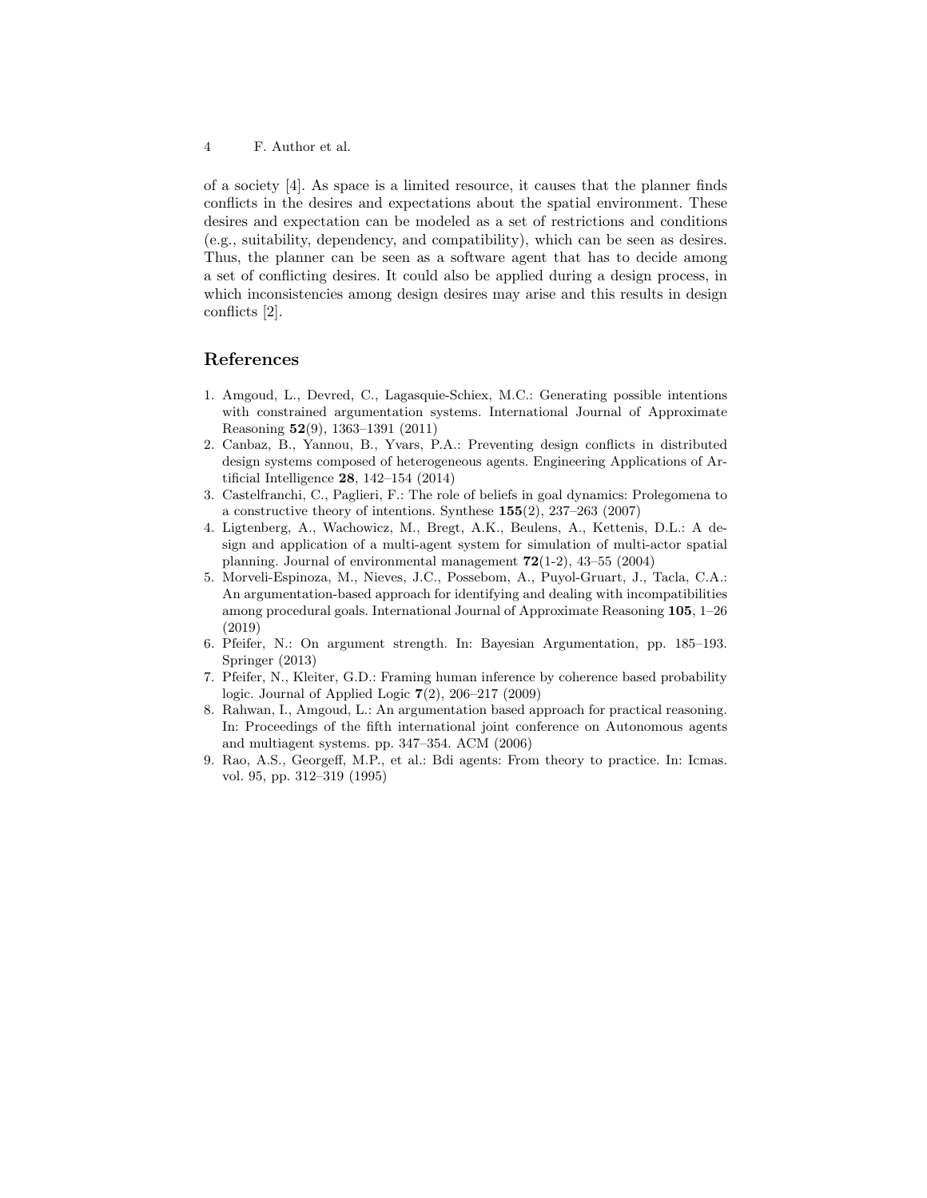of a society [4]. As space is a limited resource, it causes that the planner finds conflicts in the desires and expectations about the spatial environment. These desires and expectation can be modeled as a set of restrictions and conditions (e.g., suitability, dependency, and compatibility), which can be seen as desires. Thus, the planner can be seen as a software agent that has to decide among a set of conflicting desires. It could also be applied during a design process, in which inconsistencies among design desires may arise and this results in design conflicts [2].

## References

1. Amgoud, L., Devred, C., Lagasquie-Schiex, M.C.: Generating possible intentions with constrained argumentation systems. International Journal of Approximate Reasoning **52**(9), 1363–1391 (2011)
2. Canbaz, B., Yannou, B., Yvars, P.A.: Preventing design conflicts in distributed design systems composed of heterogeneous agents. Engineering Applications of Artificial Intelligence **28**, 142–154 (2014)
3. Castelfranchi, C., Paglieri, F.: The role of beliefs in goal dynamics: Prolegomena to a constructive theory of intentions. Synthese **155**(2), 237–263 (2007)
4. Ligtenberg, A., Wachowicz, M., Bregt, A.K., Beulens, A., Kettenis, D.L.: A design and application of a multi-agent system for simulation of multi-actor spatial planning. Journal of environmental management **72**(1-2), 43–55 (2004)
5. Morveli-Espinoza, M., Nieves, J.C., Possebom, A., Puyol-Gruart, J., Tacla, C.A.: An argumentation-based approach for identifying and dealing with incompatibilities among procedural goals. International Journal of Approximate Reasoning **105**, 1–26 (2019)
6. Pfeifer, N.: On argument strength. In: Bayesian Argumentation, pp. 185–193. Springer (2013)
7. Pfeifer, N., Kleiter, G.D.: Framing human inference by coherence based probability logic. Journal of Applied Logic **7**(2), 206–217 (2009)
8. Rahwan, I., Amgoud, L.: An argumentation based approach for practical reasoning. In: Proceedings of the fifth international joint conference on Autonomous agents and multiagent systems. pp. 347–354. ACM (2006)
9. Rao, A.S., Georgeff, M.P., et al.: Bdi agents: From theory to practice. In: Icmas. vol. 95, pp. 312–319 (1995)